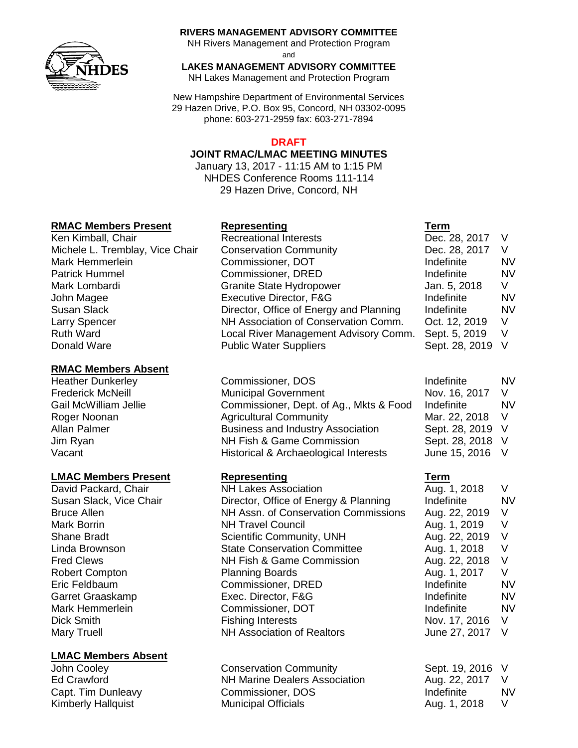**RIVERS MANAGEMENT ADVISORY COMMITTEE**
NH Rivers Management and Protection Program
and
**LAKES MANAGEMENT ADVISORY COMMITTEE**
NH Lakes Management and Protection Program

New Hampshire Department of Environmental Services
29 Hazen Drive, P.O. Box 95, Concord, NH 03302-0095
phone: 603-271-2959 fax: 603-271-7894

**DRAFT**

# JOINT RMAC/LMAC MEETING MINUTES

January 13, 2017 - 11:15 AM to 1:15 PM
NHDES Conference Rooms 111-114
29 Hazen Drive, Concord, NH

| RMAC Members Present | Representing | Term | |
|---|---|---|---|
| Ken Kimball, Chair | Recreational Interests | Dec. 28, 2017 | V |
| Michele L. Tremblay, Vice Chair | Conservation Community | Dec. 28, 2017 | V |
| Mark Hemmerlein | Commissioner, DOT | Indefinite | NV |
| Patrick Hummel | Commissioner, DRED | Indefinite | NV |
| Mark Lombardi | Granite State Hydropower | Jan. 5, 2018 | V |
| John Magee | Executive Director, F&G | Indefinite | NV |
| Susan Slack | Director, Office of Energy and Planning | Indefinite | NV |
| Larry Spencer | NH Association of Conservation Comm. | Oct. 12, 2019 | V |
| Ruth Ward | Local River Management Advisory Comm. | Sept. 5, 2019 | V |
| Donald Ware | Public Water Suppliers | Sept. 28, 2019 | V |

| RMAC Members Absent | | | |
|---|---|---|---|
| Heather Dunkerley | Commissioner, DOS | Indefinite | NV |
| Frederick McNeill | Municipal Government | Nov. 16, 2017 | V |
| Gail McWilliam Jellie | Commissioner, Dept. of Ag., Mkts & Food | Indefinite | NV |
| Roger Noonan | Agricultural Community | Mar. 22, 2018 | V |
| Allan Palmer | Business and Industry Association | Sept. 28, 2019 | V |
| Jim Ryan | NH Fish & Game Commission | Sept. 28, 2018 | V |
| Vacant | Historical & Archaeological Interests | June 15, 2016 | V |

| LMAC Members Present | Representing | Term | |
|---|---|---|---|
| David Packard, Chair | NH Lakes Association | Aug. 1, 2018 | V |
| Susan Slack, Vice Chair | Director, Office of Energy & Planning | Indefinite | NV |
| Bruce Allen | NH Assn. of Conservation Commissions | Aug. 22, 2019 | V |
| Mark Borrin | NH Travel Council | Aug. 1, 2019 | V |
| Shane Bradt | Scientific Community, UNH | Aug. 22, 2019 | V |
| Linda Brownson | State Conservation Committee | Aug. 1, 2018 | V |
| Fred Clews | NH Fish & Game Commission | Aug. 22, 2018 | V |
| Robert Compton | Planning Boards | Aug. 1, 2017 | V |
| Eric Feldbaum | Commissioner, DRED | Indefinite | NV |
| Garret Graaskamp | Exec. Director, F&G | Indefinite | NV |
| Mark Hemmerlein | Commissioner, DOT | Indefinite | NV |
| Dick Smith | Fishing Interests | Nov. 17, 2016 | V |
| Mary Truell | NH Association of Realtors | June 27, 2017 | V |

| LMAC Members Absent | | | |
|---|---|---|---|
| John Cooley | Conservation Community | Sept. 19, 2016 | V |
| Ed Crawford | NH Marine Dealers Association | Aug. 22, 2017 | V |
| Capt. Tim Dunleavy | Commissioner, DOS | Indefinite | NV |
| Kimberly Hallquist | Municipal Officials | Aug. 1, 2018 | V |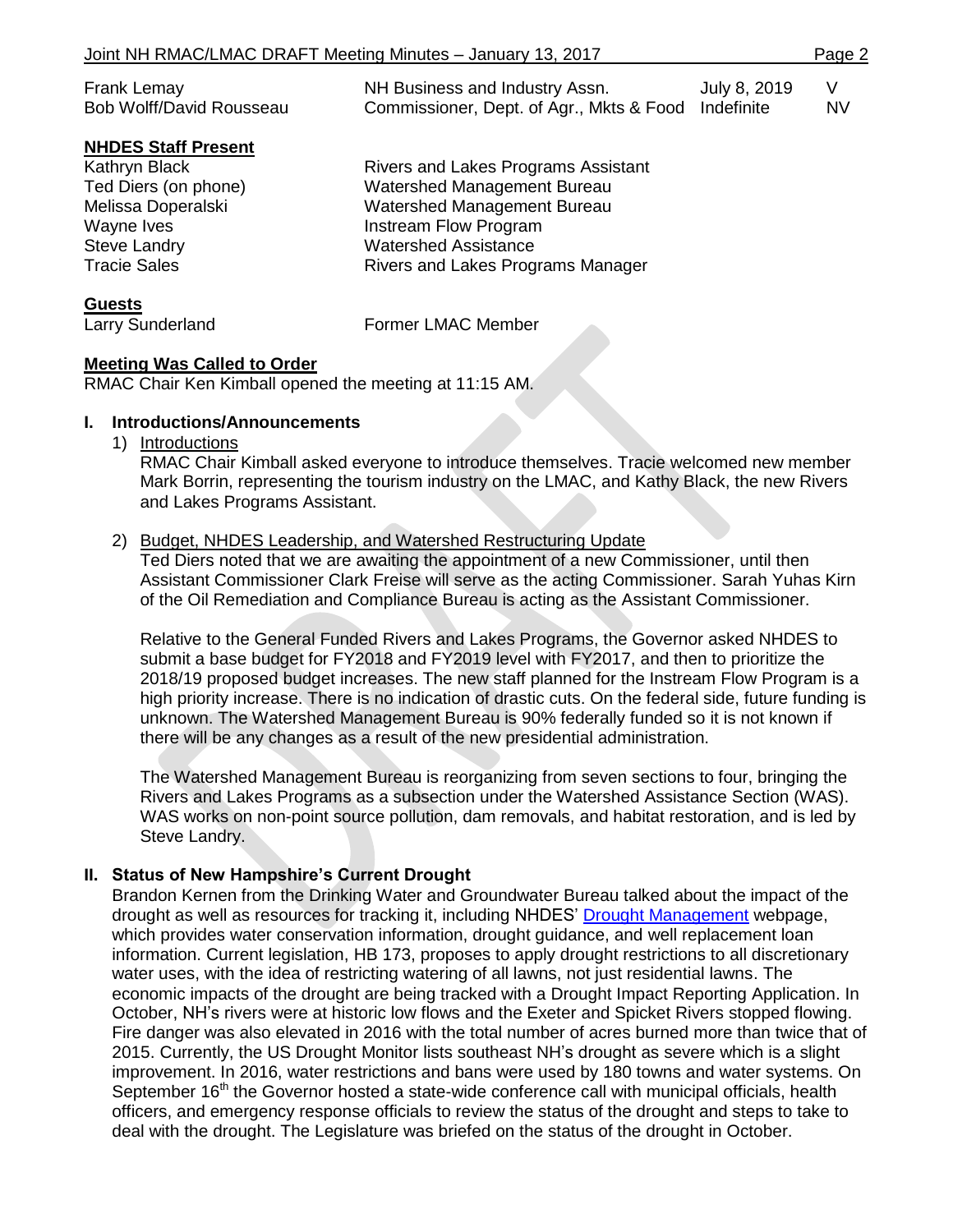| | | | |
|---|---|---|---|
| Frank Lemay | NH Business and Industry Assn. | July 8, 2019 | V |
| Bob Wolff/David Rousseau | Commissioner, Dept. of Agr., Mkts & Food | Indefinite | NV |

**NHDES Staff Present**

| | |
|---|---|
| Kathryn Black | Rivers and Lakes Programs Assistant |
| Ted Diers (on phone) | Watershed Management Bureau |
| Melissa Doperalski | Watershed Management Bureau |
| Wayne Ives | Instream Flow Program |
| Steve Landry | Watershed Assistance |
| Tracie Sales | Rivers and Lakes Programs Manager |

**Guests**

| | |
|---|---|
| Larry Sunderland | Former LMAC Member |

**Meeting Was Called to Order**

RMAC Chair Ken Kimball opened the meeting at 11:15 AM.

## I. Introductions/Announcements

1) Introductions

RMAC Chair Kimball asked everyone to introduce themselves. Tracie welcomed new member Mark Borrin, representing the tourism industry on the LMAC, and Kathy Black, the new Rivers and Lakes Programs Assistant.

2) Budget, NHDES Leadership, and Watershed Restructuring Update

Ted Diers noted that we are awaiting the appointment of a new Commissioner, until then Assistant Commissioner Clark Freise will serve as the acting Commissioner. Sarah Yuhas Kirn of the Oil Remediation and Compliance Bureau is acting as the Assistant Commissioner.

Relative to the General Funded Rivers and Lakes Programs, the Governor asked NHDES to submit a base budget for FY2018 and FY2019 level with FY2017, and then to prioritize the 2018/19 proposed budget increases. The new staff planned for the Instream Flow Program is a high priority increase. There is no indication of drastic cuts. On the federal side, future funding is unknown. The Watershed Management Bureau is 90% federally funded so it is not known if there will be any changes as a result of the new presidential administration.

The Watershed Management Bureau is reorganizing from seven sections to four, bringing the Rivers and Lakes Programs as a subsection under the Watershed Assistance Section (WAS). WAS works on non-point source pollution, dam removals, and habitat restoration, and is led by Steve Landry.

## II. Status of New Hampshire's Current Drought

Brandon Kernen from the Drinking Water and Groundwater Bureau talked about the impact of the drought as well as resources for tracking it, including NHDES' Drought Management webpage, which provides water conservation information, drought guidance, and well replacement loan information. Current legislation, HB 173, proposes to apply drought restrictions to all discretionary water uses, with the idea of restricting watering of all lawns, not just residential lawns. The economic impacts of the drought are being tracked with a Drought Impact Reporting Application. In October, NH's rivers were at historic low flows and the Exeter and Spicket Rivers stopped flowing. Fire danger was also elevated in 2016 with the total number of acres burned more than twice that of 2015. Currently, the US Drought Monitor lists southeast NH's drought as severe which is a slight improvement. In 2016, water restrictions and bans were used by 180 towns and water systems. On September 16th the Governor hosted a state-wide conference call with municipal officials, health officers, and emergency response officials to review the status of the drought and steps to take to deal with the drought. The Legislature was briefed on the status of the drought in October.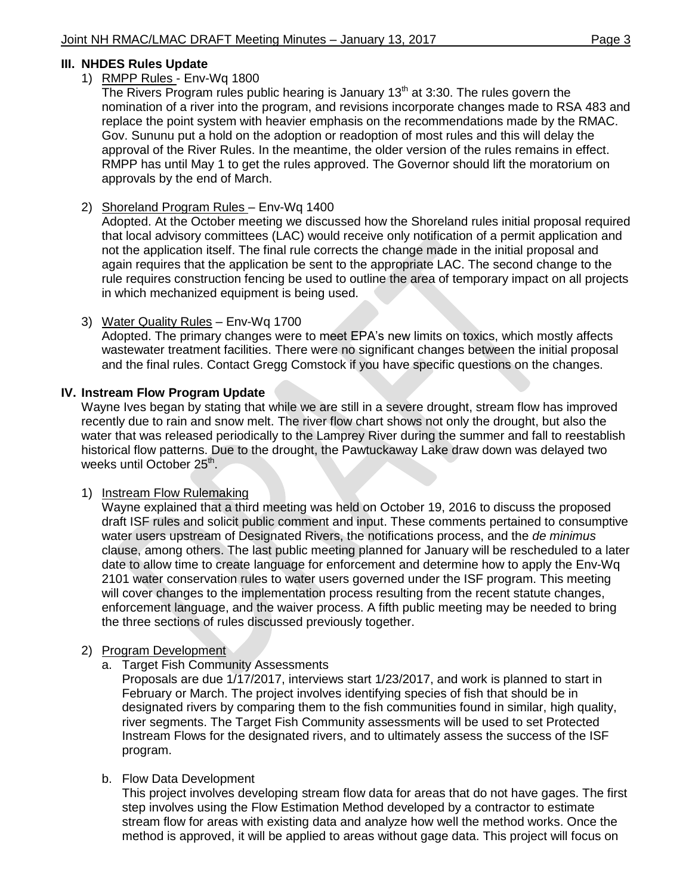## III. NHDES Rules Update

1) RMPP Rules - Env-Wq 1800

   The Rivers Program rules public hearing is January 13th at 3:30. The rules govern the nomination of a river into the program, and revisions incorporate changes made to RSA 483 and replace the point system with heavier emphasis on the recommendations made by the RMAC. Gov. Sununu put a hold on the adoption or readoption of most rules and this will delay the approval of the River Rules. In the meantime, the older version of the rules remains in effect. RMPP has until May 1 to get the rules approved. The Governor should lift the moratorium on approvals by the end of March.

2) Shoreland Program Rules – Env-Wq 1400

   Adopted. At the October meeting we discussed how the Shoreland rules initial proposal required that local advisory committees (LAC) would receive only notification of a permit application and not the application itself. The final rule corrects the change made in the initial proposal and again requires that the application be sent to the appropriate LAC. The second change to the rule requires construction fencing be used to outline the area of temporary impact on all projects in which mechanized equipment is being used.

3) Water Quality Rules – Env-Wq 1700

   Adopted. The primary changes were to meet EPA's new limits on toxics, which mostly affects wastewater treatment facilities. There were no significant changes between the initial proposal and the final rules. Contact Gregg Comstock if you have specific questions on the changes.

## IV. Instream Flow Program Update

Wayne Ives began by stating that while we are still in a severe drought, stream flow has improved recently due to rain and snow melt. The river flow chart shows not only the drought, but also the water that was released periodically to the Lamprey River during the summer and fall to reestablish historical flow patterns. Due to the drought, the Pawtuckaway Lake draw down was delayed two weeks until October 25th.

1) Instream Flow Rulemaking

   Wayne explained that a third meeting was held on October 19, 2016 to discuss the proposed draft ISF rules and solicit public comment and input. These comments pertained to consumptive water users upstream of Designated Rivers, the notifications process, and the *de minimus* clause, among others. The last public meeting planned for January will be rescheduled to a later date to allow time to create language for enforcement and determine how to apply the Env-Wq 2101 water conservation rules to water users governed under the ISF program. This meeting will cover changes to the implementation process resulting from the recent statute changes, enforcement language, and the waiver process. A fifth public meeting may be needed to bring the three sections of rules discussed previously together.

2) Program Development

   a. Target Fish Community Assessments

      Proposals are due 1/17/2017, interviews start 1/23/2017, and work is planned to start in February or March. The project involves identifying species of fish that should be in designated rivers by comparing them to the fish communities found in similar, high quality, river segments. The Target Fish Community assessments will be used to set Protected Instream Flows for the designated rivers, and to ultimately assess the success of the ISF program.

   b. Flow Data Development

      This project involves developing stream flow data for areas that do not have gages. The first step involves using the Flow Estimation Method developed by a contractor to estimate stream flow for areas with existing data and analyze how well the method works. Once the method is approved, it will be applied to areas without gage data. This project will focus on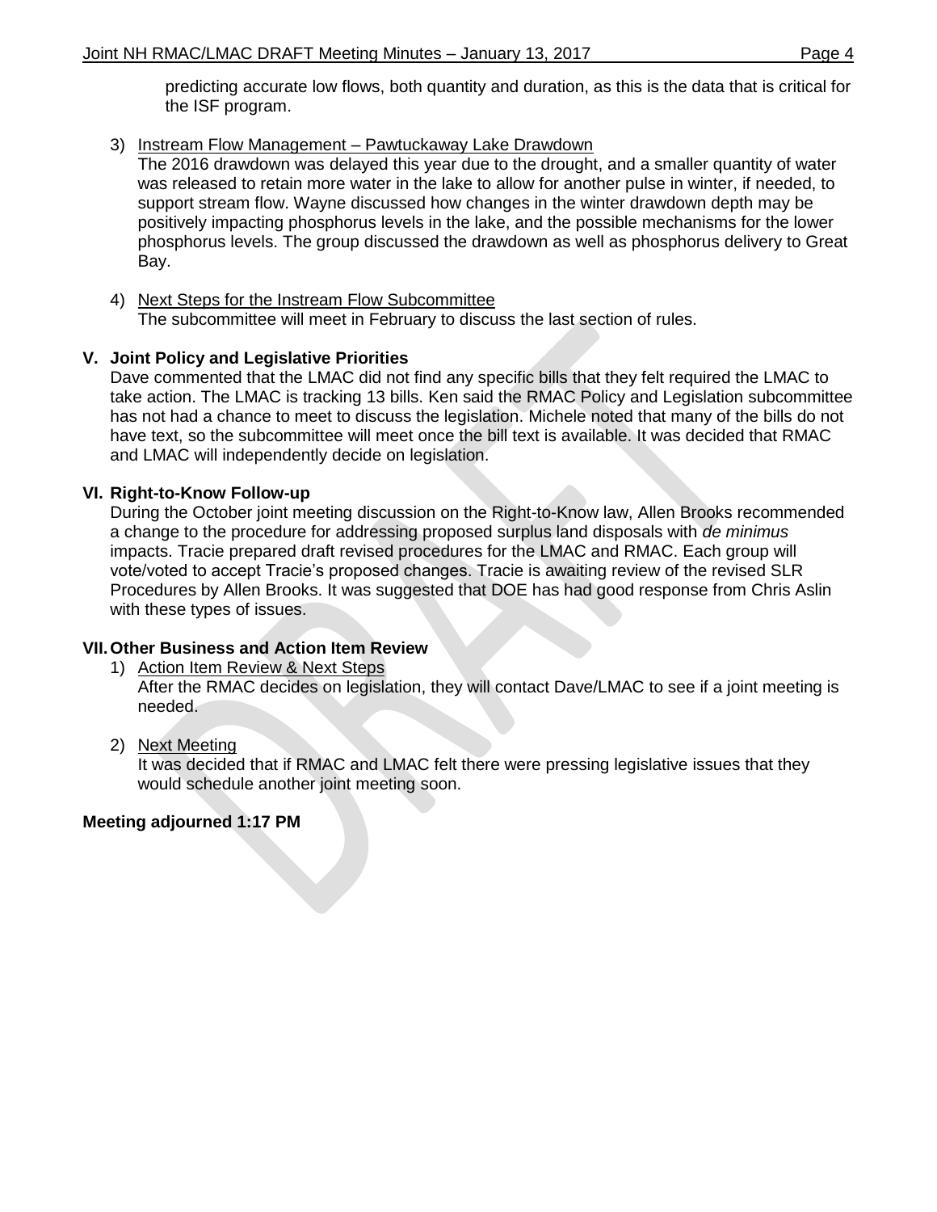predicting accurate low flows, both quantity and duration, as this is the data that is critical for the ISF program.

3) Instream Flow Management – Pawtuckaway Lake Drawdown
   The 2016 drawdown was delayed this year due to the drought, and a smaller quantity of water was released to retain more water in the lake to allow for another pulse in winter, if needed, to support stream flow. Wayne discussed how changes in the winter drawdown depth may be positively impacting phosphorus levels in the lake, and the possible mechanisms for the lower phosphorus levels. The group discussed the drawdown as well as phosphorus delivery to Great Bay.

4) Next Steps for the Instream Flow Subcommittee
   The subcommittee will meet in February to discuss the last section of rules.

## V. Joint Policy and Legislative Priorities

Dave commented that the LMAC did not find any specific bills that they felt required the LMAC to take action. The LMAC is tracking 13 bills. Ken said the RMAC Policy and Legislation subcommittee has not had a chance to meet to discuss the legislation. Michele noted that many of the bills do not have text, so the subcommittee will meet once the bill text is available. It was decided that RMAC and LMAC will independently decide on legislation.

## VI. Right-to-Know Follow-up

During the October joint meeting discussion on the Right-to-Know law, Allen Brooks recommended a change to the procedure for addressing proposed surplus land disposals with *de minimus* impacts. Tracie prepared draft revised procedures for the LMAC and RMAC. Each group will vote/voted to accept Tracie's proposed changes. Tracie is awaiting review of the revised SLR Procedures by Allen Brooks. It was suggested that DOE has had good response from Chris Aslin with these types of issues.

## VII. Other Business and Action Item Review

1) Action Item Review & Next Steps
   After the RMAC decides on legislation, they will contact Dave/LMAC to see if a joint meeting is needed.

2) Next Meeting
   It was decided that if RMAC and LMAC felt there were pressing legislative issues that they would schedule another joint meeting soon.

**Meeting adjourned 1:17 PM**